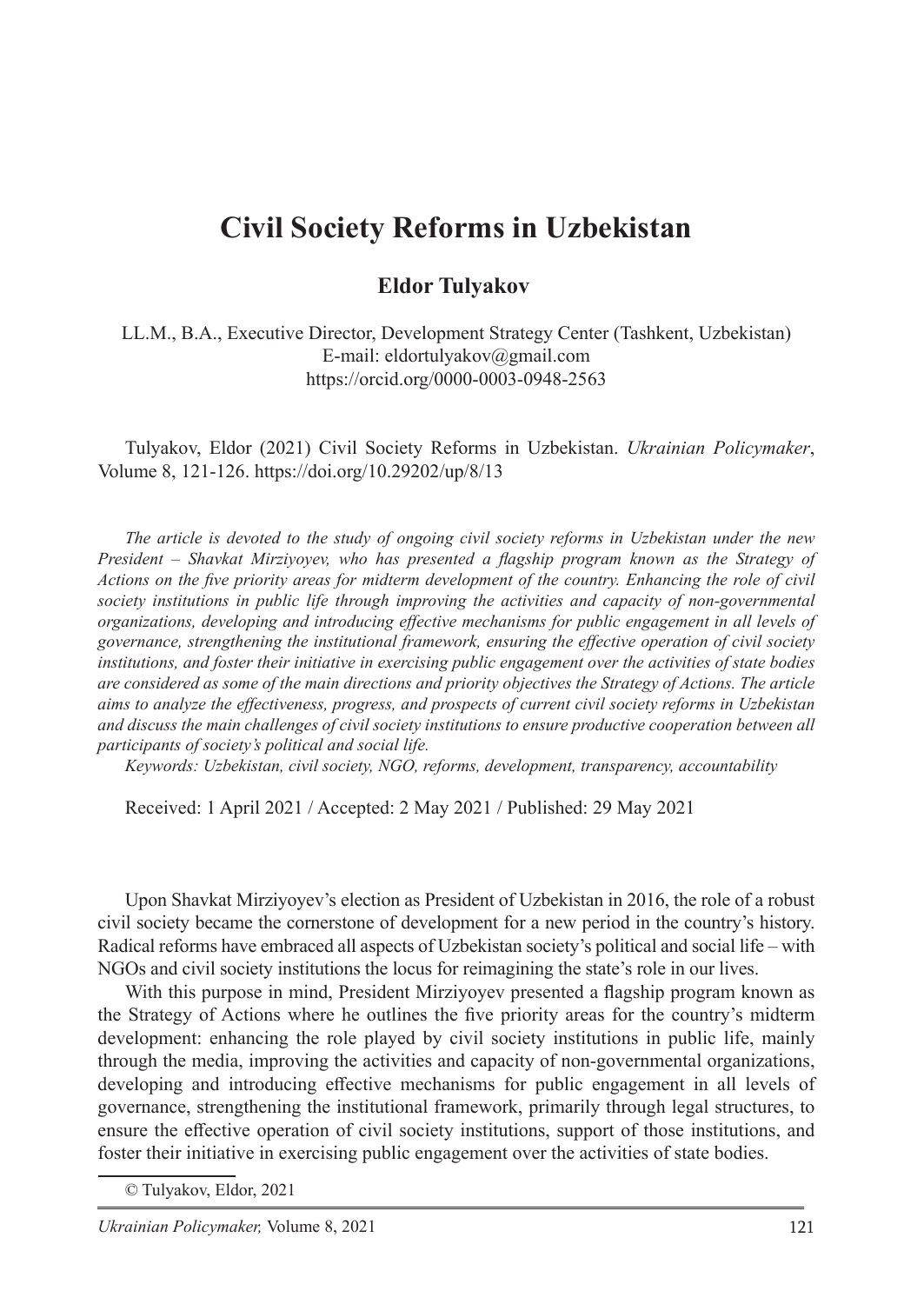# Civil Society Reforms in Uzbekistan

**Eldor Tulyakov**

LL.M., B.A., Executive Director, Development Strategy Center (Tashkent, Uzbekistan)
E-mail: eldortulyakov@gmail.com
https://orcid.org/0000-0003-0948-2563

Tulyakov, Eldor (2021) Civil Society Reforms in Uzbekistan. *Ukrainian Policymaker*, Volume 8, 121-126. https://doi.org/10.29202/up/8/13

*The article is devoted to the study of ongoing civil society reforms in Uzbekistan under the new President – Shavkat Mirziyoyev, who has presented a flagship program known as the Strategy of Actions on the five priority areas for midterm development of the country. Enhancing the role of civil society institutions in public life through improving the activities and capacity of non-governmental organizations, developing and introducing effective mechanisms for public engagement in all levels of governance, strengthening the institutional framework, ensuring the effective operation of civil society institutions, and foster their initiative in exercising public engagement over the activities of state bodies are considered as some of the main directions and priority objectives the Strategy of Actions. The article aims to analyze the effectiveness, progress, and prospects of current civil society reforms in Uzbekistan and discuss the main challenges of civil society institutions to ensure productive cooperation between all participants of society's political and social life.*

*Keywords: Uzbekistan, civil society, NGO, reforms, development, transparency, accountability*

Received: 1 April 2021 / Accepted: 2 May 2021 / Published: 29 May 2021

Upon Shavkat Mirziyoyev's election as President of Uzbekistan in 2016, the role of a robust civil society became the cornerstone of development for a new period in the country's history. Radical reforms have embraced all aspects of Uzbekistan society's political and social life – with NGOs and civil society institutions the locus for reimagining the state's role in our lives.

With this purpose in mind, President Mirziyoyev presented a flagship program known as the Strategy of Actions where he outlines the five priority areas for the country's midterm development: enhancing the role played by civil society institutions in public life, mainly through the media, improving the activities and capacity of non-governmental organizations, developing and introducing effective mechanisms for public engagement in all levels of governance, strengthening the institutional framework, primarily through legal structures, to ensure the effective operation of civil society institutions, support of those institutions, and foster their initiative in exercising public engagement over the activities of state bodies.

© Tulyakov, Eldor, 2021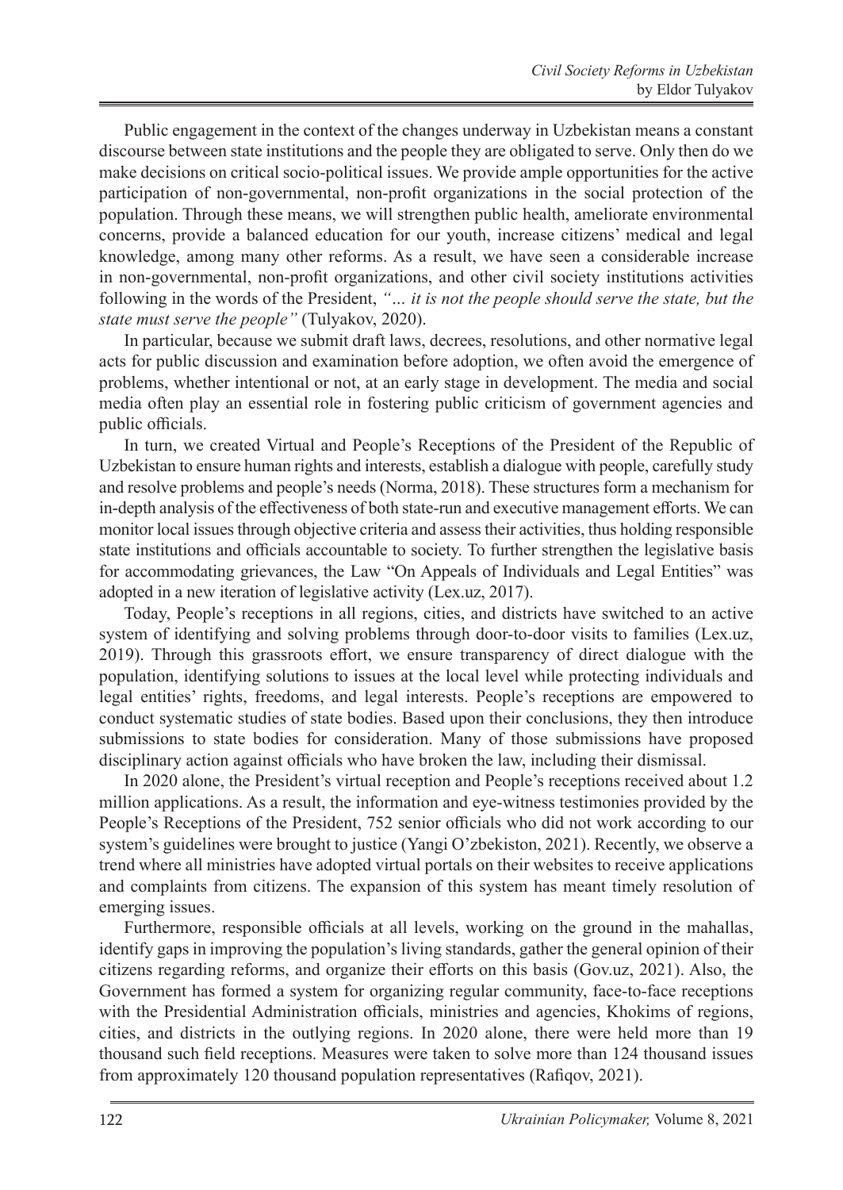Public engagement in the context of the changes underway in Uzbekistan means a constant discourse between state institutions and the people they are obligated to serve. Only then do we make decisions on critical socio-political issues. We provide ample opportunities for the active participation of non-governmental, non-profit organizations in the social protection of the population. Through these means, we will strengthen public health, ameliorate environmental concerns, provide a balanced education for our youth, increase citizens' medical and legal knowledge, among many other reforms. As a result, we have seen a considerable increase in non-governmental, non-profit organizations, and other civil society institutions activities following in the words of the President, *"... it is not the people should serve the state, but the state must serve the people"* (Tulyakov, 2020).

In particular, because we submit draft laws, decrees, resolutions, and other normative legal acts for public discussion and examination before adoption, we often avoid the emergence of problems, whether intentional or not, at an early stage in development. The media and social media often play an essential role in fostering public criticism of government agencies and public officials.

In turn, we created Virtual and People's Receptions of the President of the Republic of Uzbekistan to ensure human rights and interests, establish a dialogue with people, carefully study and resolve problems and people's needs (Norma, 2018). These structures form a mechanism for in-depth analysis of the effectiveness of both state-run and executive management efforts. We can monitor local issues through objective criteria and assess their activities, thus holding responsible state institutions and officials accountable to society. To further strengthen the legislative basis for accommodating grievances, the Law "On Appeals of Individuals and Legal Entities" was adopted in a new iteration of legislative activity (Lex.uz, 2017).

Today, People's receptions in all regions, cities, and districts have switched to an active system of identifying and solving problems through door-to-door visits to families (Lex.uz, 2019). Through this grassroots effort, we ensure transparency of direct dialogue with the population, identifying solutions to issues at the local level while protecting individuals and legal entities' rights, freedoms, and legal interests. People's receptions are empowered to conduct systematic studies of state bodies. Based upon their conclusions, they then introduce submissions to state bodies for consideration. Many of those submissions have proposed disciplinary action against officials who have broken the law, including their dismissal.

In 2020 alone, the President's virtual reception and People's receptions received about 1.2 million applications. As a result, the information and eye-witness testimonies provided by the People's Receptions of the President, 752 senior officials who did not work according to our system's guidelines were brought to justice (Yangi O'zbekiston, 2021). Recently, we observe a trend where all ministries have adopted virtual portals on their websites to receive applications and complaints from citizens. The expansion of this system has meant timely resolution of emerging issues.

Furthermore, responsible officials at all levels, working on the ground in the mahallas, identify gaps in improving the population's living standards, gather the general opinion of their citizens regarding reforms, and organize their efforts on this basis (Gov.uz, 2021). Also, the Government has formed a system for organizing regular community, face-to-face receptions with the Presidential Administration officials, ministries and agencies, Khokims of regions, cities, and districts in the outlying regions. In 2020 alone, there were held more than 19 thousand such field receptions. Measures were taken to solve more than 124 thousand issues from approximately 120 thousand population representatives (Rafiqov, 2021).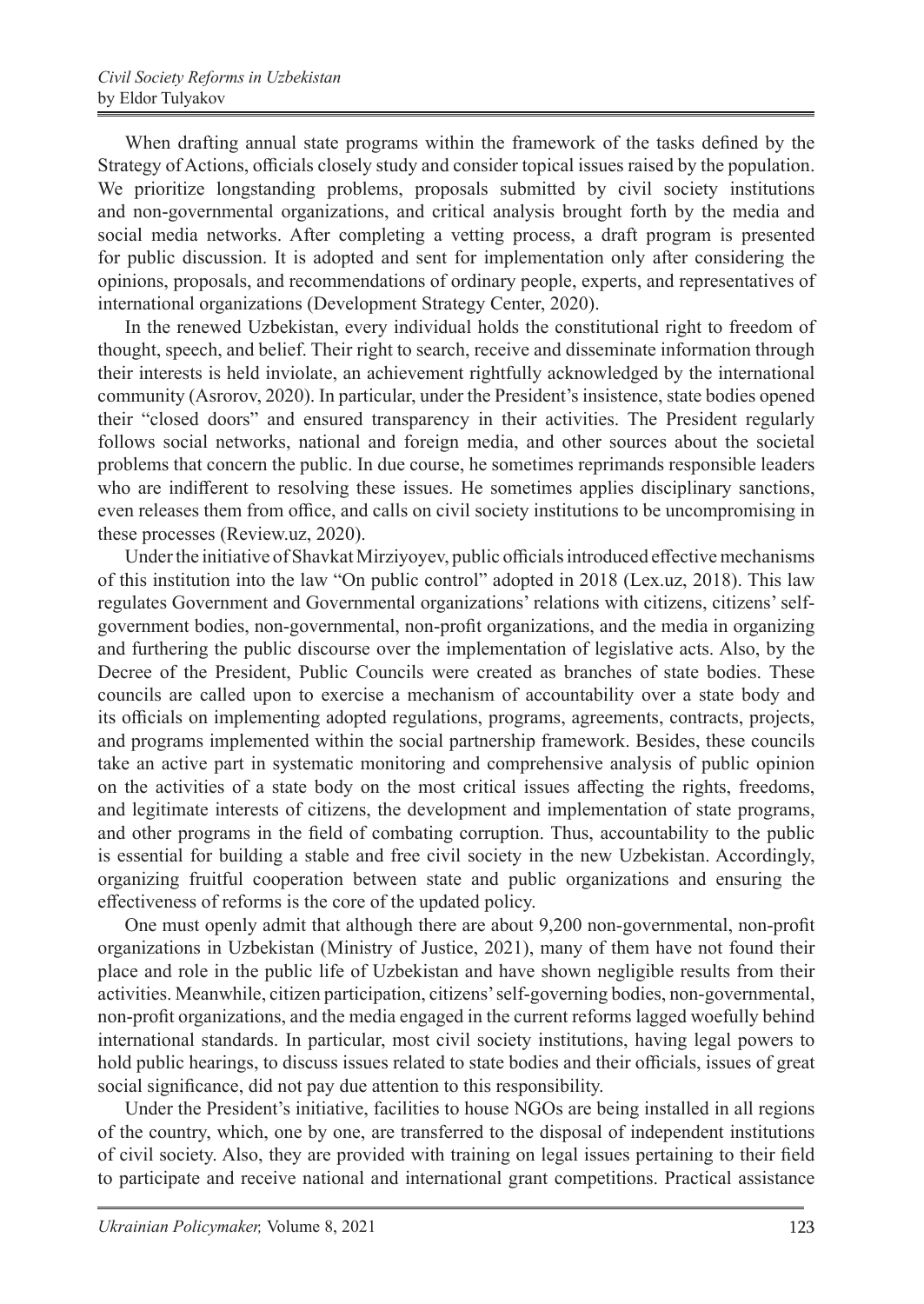When drafting annual state programs within the framework of the tasks defined by the Strategy of Actions, officials closely study and consider topical issues raised by the population. We prioritize longstanding problems, proposals submitted by civil society institutions and non-governmental organizations, and critical analysis brought forth by the media and social media networks. After completing a vetting process, a draft program is presented for public discussion. It is adopted and sent for implementation only after considering the opinions, proposals, and recommendations of ordinary people, experts, and representatives of international organizations (Development Strategy Center, 2020).

In the renewed Uzbekistan, every individual holds the constitutional right to freedom of thought, speech, and belief. Their right to search, receive and disseminate information through their interests is held inviolate, an achievement rightfully acknowledged by the international community (Asrorov, 2020). In particular, under the President's insistence, state bodies opened their "closed doors" and ensured transparency in their activities. The President regularly follows social networks, national and foreign media, and other sources about the societal problems that concern the public. In due course, he sometimes reprimands responsible leaders who are indifferent to resolving these issues. He sometimes applies disciplinary sanctions, even releases them from office, and calls on civil society institutions to be uncompromising in these processes (Review.uz, 2020).

Under the initiative of Shavkat Mirziyoyev, public officials introduced effective mechanisms of this institution into the law "On public control" adopted in 2018 (Lex.uz, 2018). This law regulates Government and Governmental organizations' relations with citizens, citizens' self-government bodies, non-governmental, non-profit organizations, and the media in organizing and furthering the public discourse over the implementation of legislative acts. Also, by the Decree of the President, Public Councils were created as branches of state bodies. These councils are called upon to exercise a mechanism of accountability over a state body and its officials on implementing adopted regulations, programs, agreements, contracts, projects, and programs implemented within the social partnership framework. Besides, these councils take an active part in systematic monitoring and comprehensive analysis of public opinion on the activities of a state body on the most critical issues affecting the rights, freedoms, and legitimate interests of citizens, the development and implementation of state programs, and other programs in the field of combating corruption. Thus, accountability to the public is essential for building a stable and free civil society in the new Uzbekistan. Accordingly, organizing fruitful cooperation between state and public organizations and ensuring the effectiveness of reforms is the core of the updated policy.

One must openly admit that although there are about 9,200 non-governmental, non-profit organizations in Uzbekistan (Ministry of Justice, 2021), many of them have not found their place and role in the public life of Uzbekistan and have shown negligible results from their activities. Meanwhile, citizen participation, citizens' self-governing bodies, non-governmental, non-profit organizations, and the media engaged in the current reforms lagged woefully behind international standards. In particular, most civil society institutions, having legal powers to hold public hearings, to discuss issues related to state bodies and their officials, issues of great social significance, did not pay due attention to this responsibility.

Under the President's initiative, facilities to house NGOs are being installed in all regions of the country, which, one by one, are transferred to the disposal of independent institutions of civil society. Also, they are provided with training on legal issues pertaining to their field to participate and receive national and international grant competitions. Practical assistance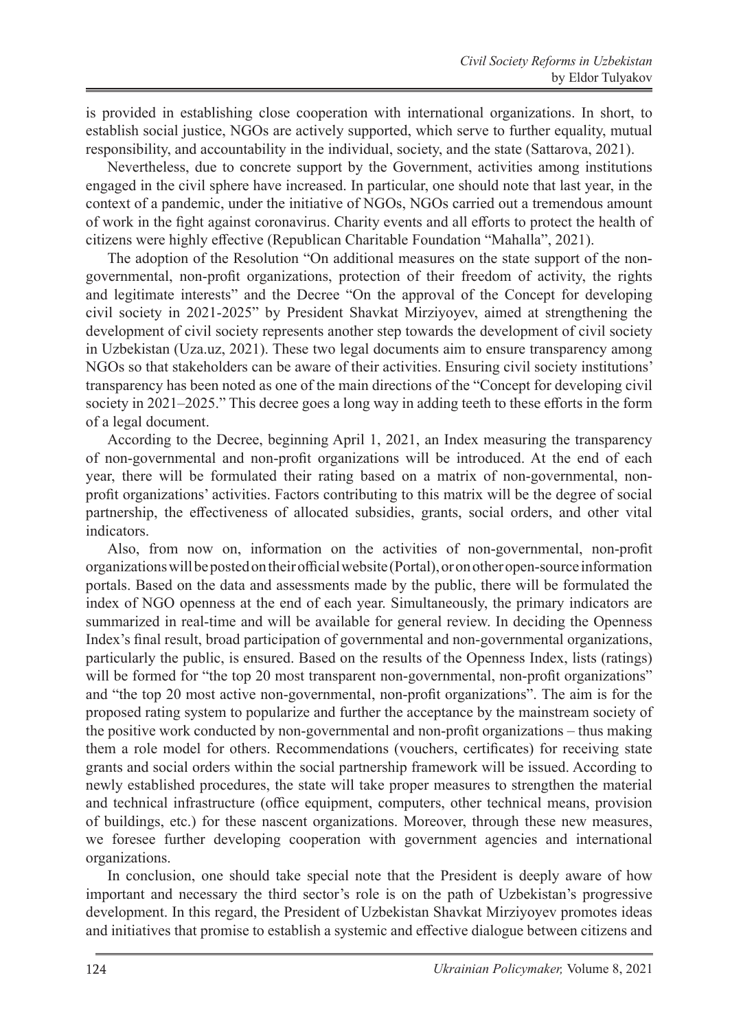is provided in establishing close cooperation with international organizations. In short, to establish social justice, NGOs are actively supported, which serve to further equality, mutual responsibility, and accountability in the individual, society, and the state (Sattarova, 2021).

Nevertheless, due to concrete support by the Government, activities among institutions engaged in the civil sphere have increased. In particular, one should note that last year, in the context of a pandemic, under the initiative of NGOs, NGOs carried out a tremendous amount of work in the fight against coronavirus. Charity events and all efforts to protect the health of citizens were highly effective (Republican Charitable Foundation "Mahalla", 2021).

The adoption of the Resolution "On additional measures on the state support of the non-governmental, non-profit organizations, protection of their freedom of activity, the rights and legitimate interests" and the Decree "On the approval of the Concept for developing civil society in 2021-2025" by President Shavkat Mirziyoyev, aimed at strengthening the development of civil society represents another step towards the development of civil society in Uzbekistan (Uza.uz, 2021). These two legal documents aim to ensure transparency among NGOs so that stakeholders can be aware of their activities. Ensuring civil society institutions' transparency has been noted as one of the main directions of the "Concept for developing civil society in 2021–2025." This decree goes a long way in adding teeth to these efforts in the form of a legal document.

According to the Decree, beginning April 1, 2021, an Index measuring the transparency of non-governmental and non-profit organizations will be introduced. At the end of each year, there will be formulated their rating based on a matrix of non-governmental, non-profit organizations' activities. Factors contributing to this matrix will be the degree of social partnership, the effectiveness of allocated subsidies, grants, social orders, and other vital indicators.

Also, from now on, information on the activities of non-governmental, non-profit organizations will be posted on their official website (Portal), or on other open-source information portals. Based on the data and assessments made by the public, there will be formulated the index of NGO openness at the end of each year. Simultaneously, the primary indicators are summarized in real-time and will be available for general review. In deciding the Openness Index's final result, broad participation of governmental and non-governmental organizations, particularly the public, is ensured. Based on the results of the Openness Index, lists (ratings) will be formed for "the top 20 most transparent non-governmental, non-profit organizations" and "the top 20 most active non-governmental, non-profit organizations". The aim is for the proposed rating system to popularize and further the acceptance by the mainstream society of the positive work conducted by non-governmental and non-profit organizations – thus making them a role model for others. Recommendations (vouchers, certificates) for receiving state grants and social orders within the social partnership framework will be issued. According to newly established procedures, the state will take proper measures to strengthen the material and technical infrastructure (office equipment, computers, other technical means, provision of buildings, etc.) for these nascent organizations. Moreover, through these new measures, we foresee further developing cooperation with government agencies and international organizations.

In conclusion, one should take special note that the President is deeply aware of how important and necessary the third sector's role is on the path of Uzbekistan's progressive development. In this regard, the President of Uzbekistan Shavkat Mirziyoyev promotes ideas and initiatives that promise to establish a systemic and effective dialogue between citizens and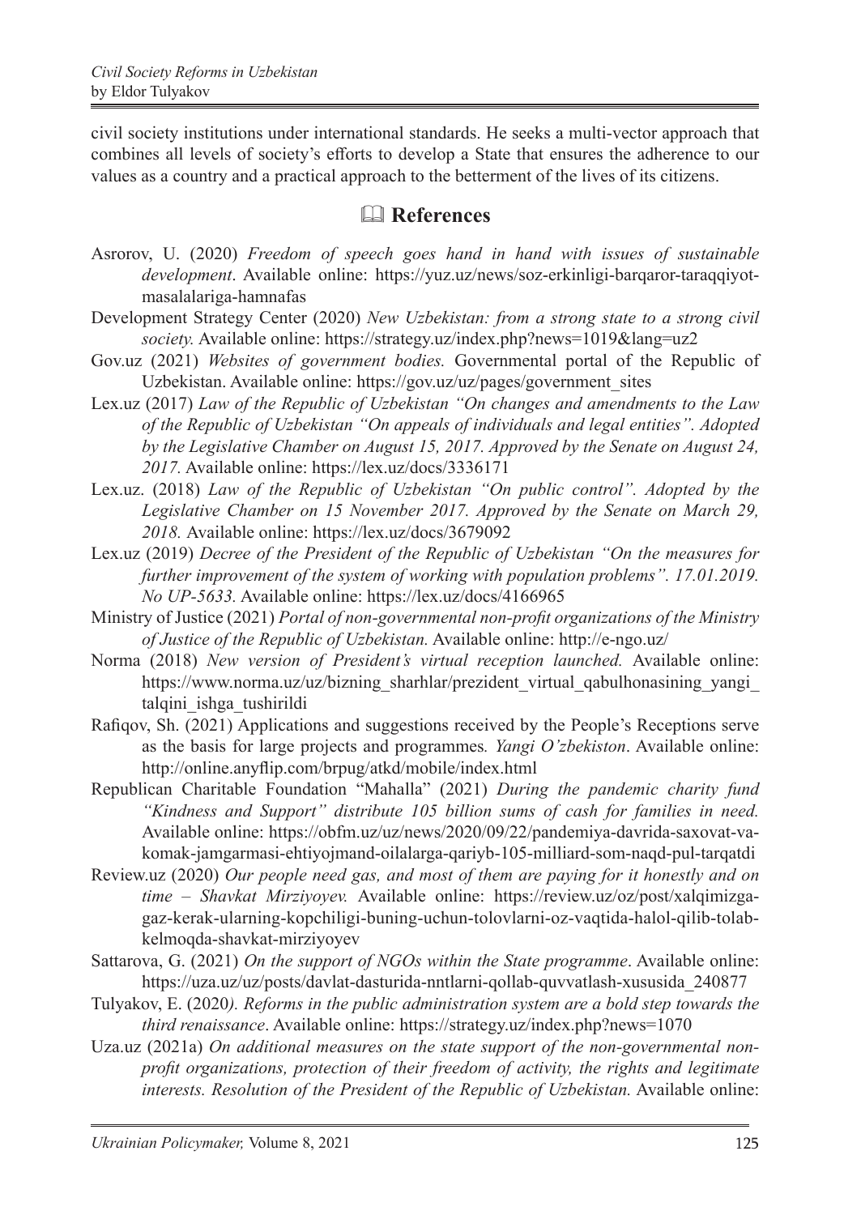civil society institutions under international standards. He seeks a multi-vector approach that combines all levels of society's efforts to develop a State that ensures the adherence to our values as a country and a practical approach to the betterment of the lives of its citizens.

## 🕮 References

Asrorov, U. (2020) *Freedom of speech goes hand in hand with issues of sustainable development*. Available online: https://yuz.uz/news/soz-erkinligi-barqaror-taraqqiyot-masalalariga-hamnafas

Development Strategy Center (2020) *New Uzbekistan: from a strong state to a strong civil society.* Available online: https://strategy.uz/index.php?news=1019&lang=uz2

Gov.uz (2021) *Websites of government bodies.* Governmental portal of the Republic of Uzbekistan. Available online: https://gov.uz/uz/pages/government_sites

Lex.uz (2017) *Law of the Republic of Uzbekistan "On changes and amendments to the Law of the Republic of Uzbekistan "On appeals of individuals and legal entities". Adopted by the Legislative Chamber on August 15, 2017. Approved by the Senate on August 24, 2017.* Available online: https://lex.uz/docs/3336171

Lex.uz. (2018) *Law of the Republic of Uzbekistan "On public control". Adopted by the Legislative Chamber on 15 November 2017. Approved by the Senate on March 29, 2018.* Available online: https://lex.uz/docs/3679092

Lex.uz (2019) *Decree of the President of the Republic of Uzbekistan "On the measures for further improvement of the system of working with population problems". 17.01.2019. No UP-5633.* Available online: https://lex.uz/docs/4166965

Ministry of Justice (2021) *Portal of non-governmental non-profit organizations of the Ministry of Justice of the Republic of Uzbekistan.* Available online: http://e-ngo.uz/

Norma (2018) *New version of President's virtual reception launched.* Available online: https://www.norma.uz/uz/bizning_sharhlar/prezident_virtual_qabulhonasining_yangi_talqini_ishga_tushirildi

Rafiqov, Sh. (2021) Applications and suggestions received by the People's Receptions serve as the basis for large projects and programmes*. Yangi O'zbekiston*. Available online: http://online.anyflip.com/brpug/atkd/mobile/index.html

Republican Charitable Foundation "Mahalla" (2021) *During the pandemic charity fund "Kindness and Support" distribute 105 billion sums of cash for families in need.* Available online: https://obfm.uz/uz/news/2020/09/22/pandemiya-davrida-saxovat-va-komak-jamgarmasi-ehtiyojmand-oilalarga-qariyb-105-milliard-som-naqd-pul-tarqatdi

Review.uz (2020) *Our people need gas, and most of them are paying for it honestly and on time – Shavkat Mirziyoyev.* Available online: https://review.uz/oz/post/xalqimizga-gaz-kerak-ularning-kopchiligi-buning-uchun-tolovlarni-oz-vaqtida-halol-qilib-tolab-kelmoqda-shavkat-mirziyoyev

Sattarova, G. (2021) *On the support of NGOs within the State programme*. Available online: https://uza.uz/uz/posts/davlat-dasturida-nntlarni-qollab-quvvatlash-xususida_240877

Tulyakov, E. (2020*). Reforms in the public administration system are a bold step towards the third renaissance*. Available online: https://strategy.uz/index.php?news=1070

Uza.uz (2021a) *On additional measures on the state support of the non-governmental non-profit organizations, protection of their freedom of activity, the rights and legitimate interests. Resolution of the President of the Republic of Uzbekistan.* Available online: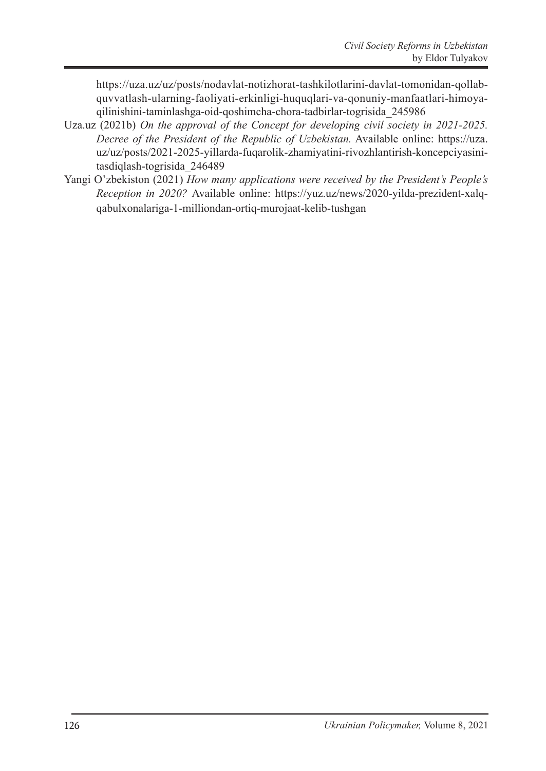https://uza.uz/uz/posts/nodavlat-notizhorat-tashkilotlarini-davlat-tomonidan-qollab-quvvatlash-ularning-faoliyati-erkinligi-huquqlari-va-qonuniy-manfaatlari-himoya-qilinishini-taminlashga-oid-qoshimcha-chora-tadbirlar-togrisida_245986

Uza.uz (2021b) *On the approval of the Concept for developing civil society in 2021-2025. Decree of the President of the Republic of Uzbekistan.* Available online: https://uza.uz/uz/posts/2021-2025-yillarda-fuqarolik-zhamiyatini-rivozhlantirish-koncepciyasini-tasdiqlash-togrisida_246489

Yangi O'zbekiston (2021) *How many applications were received by the President's People's Reception in 2020?* Available online: https://yuz.uz/news/2020-yilda-prezident-xalq-qabulxonalariga-1-milliondan-ortiq-murojaat-kelib-tushgan